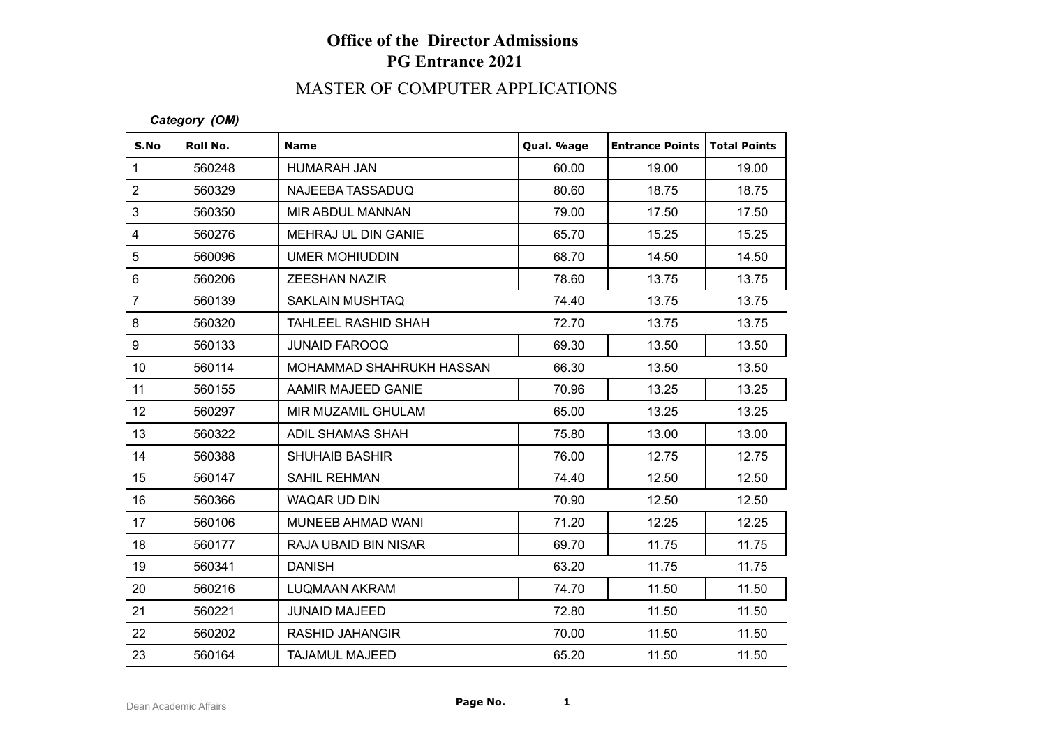# Office of the Director Admissions

## PG Entrance 2021

## MASTER OF COMPUTER APPLICATIONS

***Category (OM)***

| S.No | Roll No. | Name | Qual. %age | Entrance Points | Total Points |
|---|---|---|---|---|---|
| 1 | 560248 | HUMARAH JAN | 60.00 | 19.00 | 19.00 |
| 2 | 560329 | NAJEEBA TASSADUQ | 80.60 | 18.75 | 18.75 |
| 3 | 560350 | MIR ABDUL MANNAN | 79.00 | 17.50 | 17.50 |
| 4 | 560276 | MEHRAJ UL DIN GANIE | 65.70 | 15.25 | 15.25 |
| 5 | 560096 | UMER MOHIUDDIN | 68.70 | 14.50 | 14.50 |
| 6 | 560206 | ZEESHAN NAZIR | 78.60 | 13.75 | 13.75 |
| 7 | 560139 | SAKLAIN MUSHTAQ | 74.40 | 13.75 | 13.75 |
| 8 | 560320 | TAHLEEL RASHID SHAH | 72.70 | 13.75 | 13.75 |
| 9 | 560133 | JUNAID FAROOQ | 69.30 | 13.50 | 13.50 |
| 10 | 560114 | MOHAMMAD SHAHRUKH HASSAN | 66.30 | 13.50 | 13.50 |
| 11 | 560155 | AAMIR MAJEED GANIE | 70.96 | 13.25 | 13.25 |
| 12 | 560297 | MIR MUZAMIL GHULAM | 65.00 | 13.25 | 13.25 |
| 13 | 560322 | ADIL SHAMAS SHAH | 75.80 | 13.00 | 13.00 |
| 14 | 560388 | SHUHAIB BASHIR | 76.00 | 12.75 | 12.75 |
| 15 | 560147 | SAHIL REHMAN | 74.40 | 12.50 | 12.50 |
| 16 | 560366 | WAQAR UD DIN | 70.90 | 12.50 | 12.50 |
| 17 | 560106 | MUNEEB AHMAD WANI | 71.20 | 12.25 | 12.25 |
| 18 | 560177 | RAJA UBAID BIN NISAR | 69.70 | 11.75 | 11.75 |
| 19 | 560341 | DANISH | 63.20 | 11.75 | 11.75 |
| 20 | 560216 | LUQMAAN AKRAM | 74.70 | 11.50 | 11.50 |
| 21 | 560221 | JUNAID MAJEED | 72.80 | 11.50 | 11.50 |
| 22 | 560202 | RASHID JAHANGIR | 70.00 | 11.50 | 11.50 |
| 23 | 560164 | TAJAMUL MAJEED | 65.20 | 11.50 | 11.50 |

Dean Academic Affairs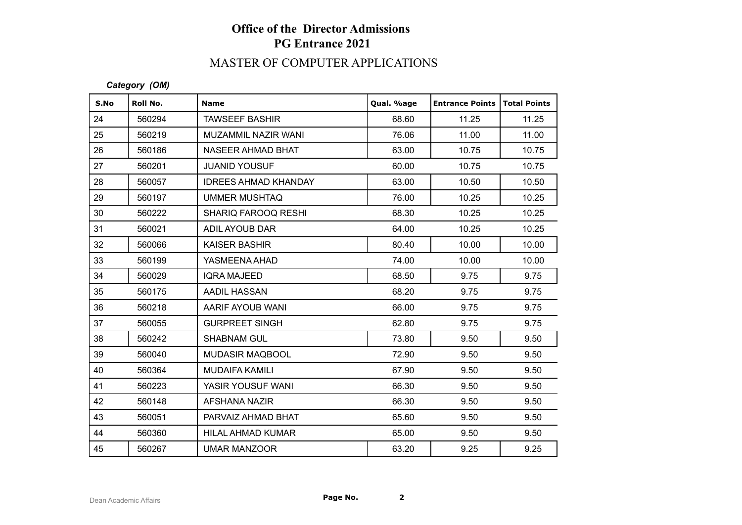# Office of the Director Admissions
## PG Entrance 2021

### MASTER OF COMPUTER APPLICATIONS

***Category (OM)***

| S.No | Roll No. | Name | Qual. %age | Entrance Points | Total Points |
|---|---|---|---|---|---|
| 24 | 560294 | TAWSEEF BASHIR | 68.60 | 11.25 | 11.25 |
| 25 | 560219 | MUZAMMIL NAZIR WANI | 76.06 | 11.00 | 11.00 |
| 26 | 560186 | NASEER AHMAD BHAT | 63.00 | 10.75 | 10.75 |
| 27 | 560201 | JUANID YOUSUF | 60.00 | 10.75 | 10.75 |
| 28 | 560057 | IDREES AHMAD KHANDAY | 63.00 | 10.50 | 10.50 |
| 29 | 560197 | UMMER MUSHTAQ | 76.00 | 10.25 | 10.25 |
| 30 | 560222 | SHARIQ FAROOQ RESHI | 68.30 | 10.25 | 10.25 |
| 31 | 560021 | ADIL AYOUB DAR | 64.00 | 10.25 | 10.25 |
| 32 | 560066 | KAISER BASHIR | 80.40 | 10.00 | 10.00 |
| 33 | 560199 | YASMEENA AHAD | 74.00 | 10.00 | 10.00 |
| 34 | 560029 | IQRA MAJEED | 68.50 | 9.75 | 9.75 |
| 35 | 560175 | AADIL HASSAN | 68.20 | 9.75 | 9.75 |
| 36 | 560218 | AARIF AYOUB WANI | 66.00 | 9.75 | 9.75 |
| 37 | 560055 | GURPREET SINGH | 62.80 | 9.75 | 9.75 |
| 38 | 560242 | SHABNAM GUL | 73.80 | 9.50 | 9.50 |
| 39 | 560040 | MUDASIR MAQBOOL | 72.90 | 9.50 | 9.50 |
| 40 | 560364 | MUDAIFA KAMILI | 67.90 | 9.50 | 9.50 |
| 41 | 560223 | YASIR YOUSUF WANI | 66.30 | 9.50 | 9.50 |
| 42 | 560148 | AFSHANA NAZIR | 66.30 | 9.50 | 9.50 |
| 43 | 560051 | PARVAIZ AHMAD BHAT | 65.60 | 9.50 | 9.50 |
| 44 | 560360 | HILAL AHMAD KUMAR | 65.00 | 9.50 | 9.50 |
| 45 | 560267 | UMAR MANZOOR | 63.20 | 9.25 | 9.25 |

Dean Academic Affairs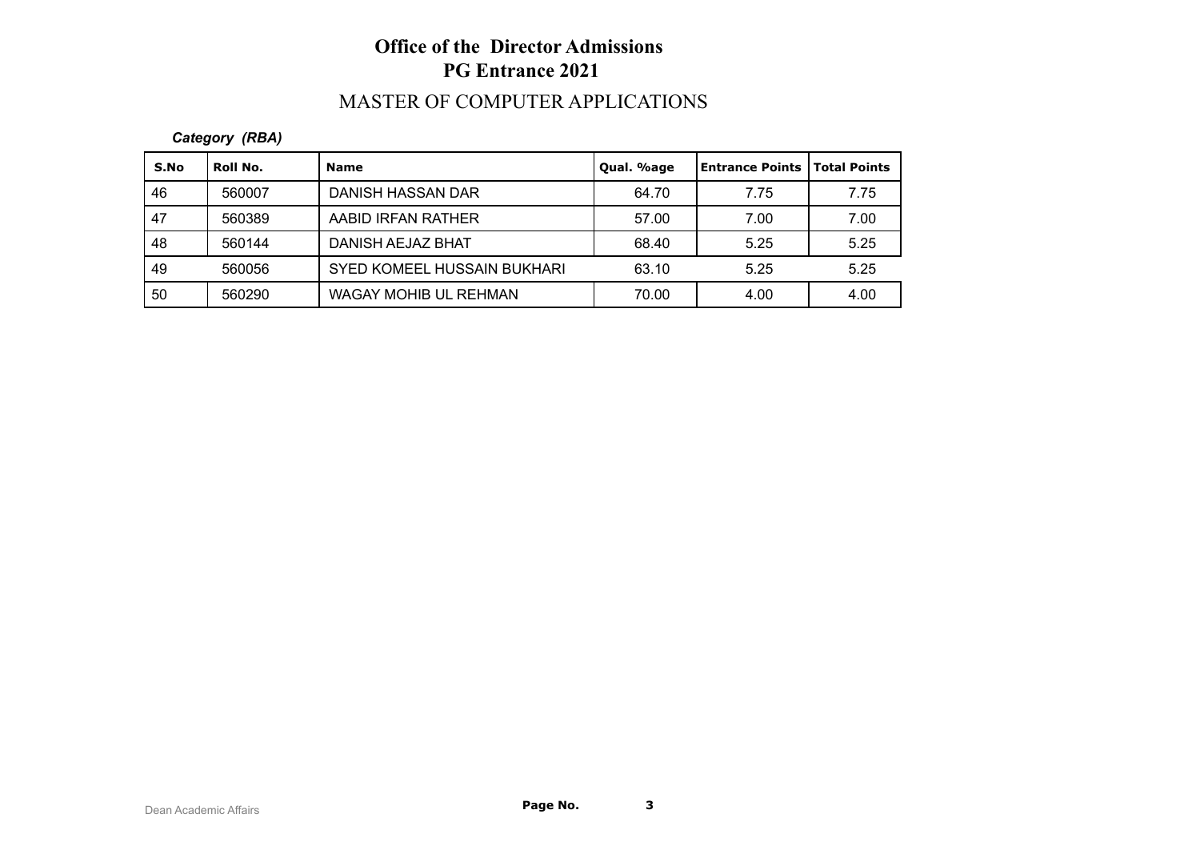# Office of the Director Admissions
## PG Entrance 2021

## MASTER OF COMPUTER APPLICATIONS

***Category (RBA)***

| S.No | Roll No. | Name | Qual. %age | Entrance Points | Total Points |
|---|---|---|---|---|---|
| 46 | 560007 | DANISH HASSAN DAR | 64.70 | 7.75 | 7.75 |
| 47 | 560389 | AABID IRFAN RATHER | 57.00 | 7.00 | 7.00 |
| 48 | 560144 | DANISH AEJAZ BHAT | 68.40 | 5.25 | 5.25 |
| 49 | 560056 | SYED KOMEEL HUSSAIN BUKHARI | 63.10 | 5.25 | 5.25 |
| 50 | 560290 | WAGAY MOHIB UL REHMAN | 70.00 | 4.00 | 4.00 |

Dean Academic Affairs